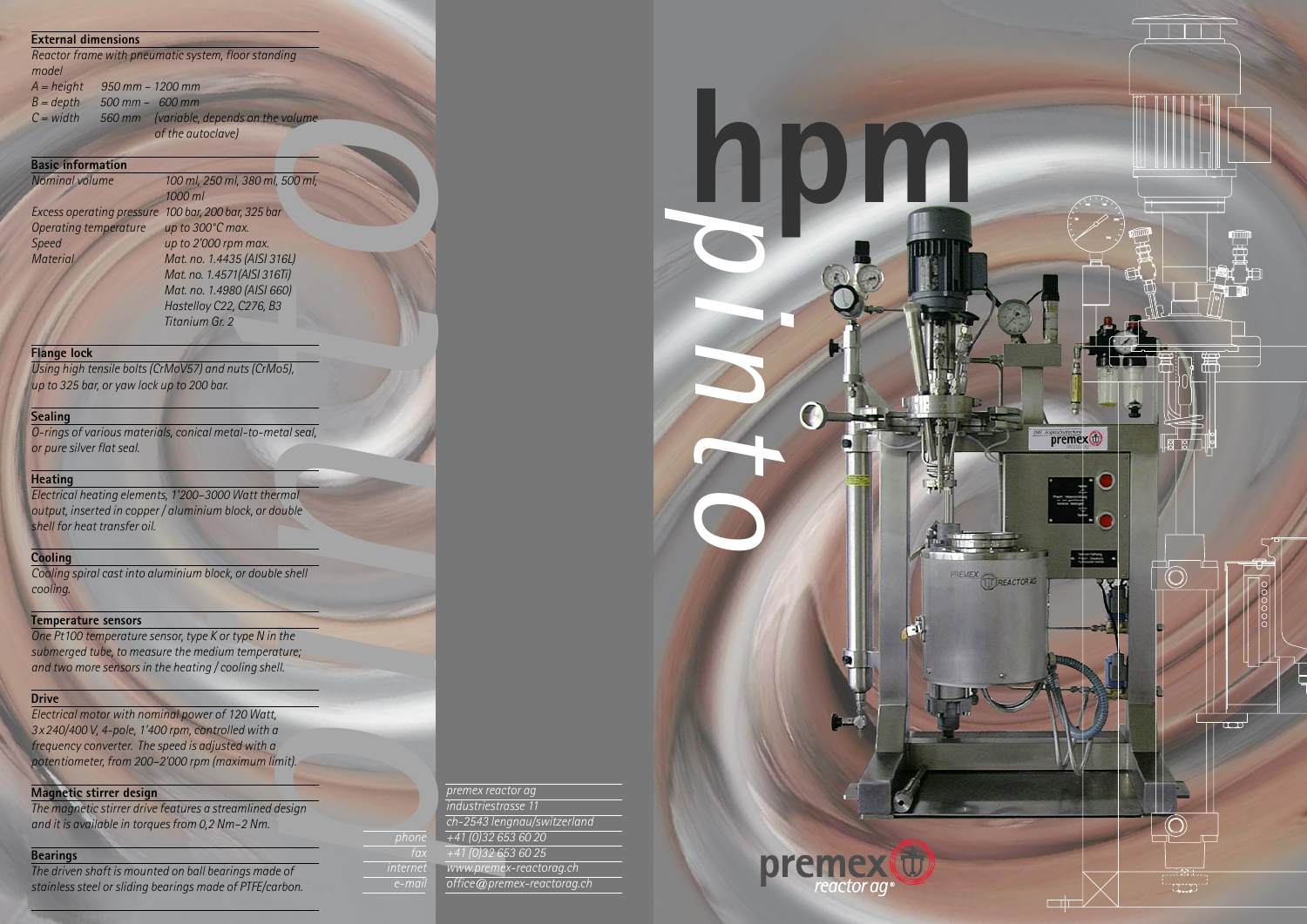# hpm pinto

## External dimensions

*Reactor frame with pneumatic system, floor standing model*

| | | |
|---|---|---|
| *A = height* | *950 mm – 1200 mm* | |
| *B = depth* | *500 mm – 600 mm* | |
| *C = width* | *560 mm* | *(variable, depends on the volume of the autoclave)* |

## Basic information

| | |
|---|---|
| *Nominal volume* | *100 ml, 250 ml, 380 ml, 500 ml, 1000 ml* |
| *Excess operating pressure* | *100 bar, 200 bar, 325 bar* |
| *Operating temperature* | *up to 300°C max.* |
| *Speed* | *up to 2'000 rpm max.* |
| *Material* | *Mat. no. 1.4435 (AISI 316L)*<br>*Mat. no. 1.4571(AISI 316Ti)*<br>*Mat. no. 1.4980 (AISI 660)*<br>*Hastelloy C22, C276, B3*<br>*Titanium Gr. 2* |

## Flange lock

*Using high tensile bolts (CrMoV57) and nuts (CrMo5), up to 325 bar, or yaw lock up to 200 bar.*

## Sealing

*O-rings of various materials, conical metal-to-metal seal, or pure silver flat seal.*

## Heating

*Electrical heating elements, 1'200–3000 Watt thermal output, inserted in copper / aluminium block, or double shell for heat transfer oil.*

## Cooling

*Cooling spiral cast into aluminium block, or double shell cooling.*

## Temperature sensors

*One Pt100 temperature sensor, type K or type N in the submerged tube, to measure the medium temperature; and two more sensors in the heating / cooling shell.*

## Drive

*Electrical motor with nominal power of 120 Watt, 3 x 240/400 V, 4-pole, 1'400 rpm, controlled with a frequency converter. The speed is adjusted with a potentiometer, from 200–2'000 rpm (maximum limit).*

## Magnetic stirrer design

*The magnetic stirrer drive features a streamlined design and it is available in torques from 0,2 Nm–2 Nm.*

## Bearings

*The driven shaft is mounted on ball bearings made of stainless steel or sliding bearings made of PTFE/carbon.*

---

*premex reactor ag*
*industriestrasse 11*
*ch-2543 lengnau/switzerland*

| | |
|---|---|
| *phone* | *+41 (0)32 653 60 20* |
| *fax* | *+41 (0)32 653 60 25* |
| *internet* | *www.premex-reactorag.ch* |
| *e-mail* | *office@premex-reactorag.ch* |

premex reactor ag®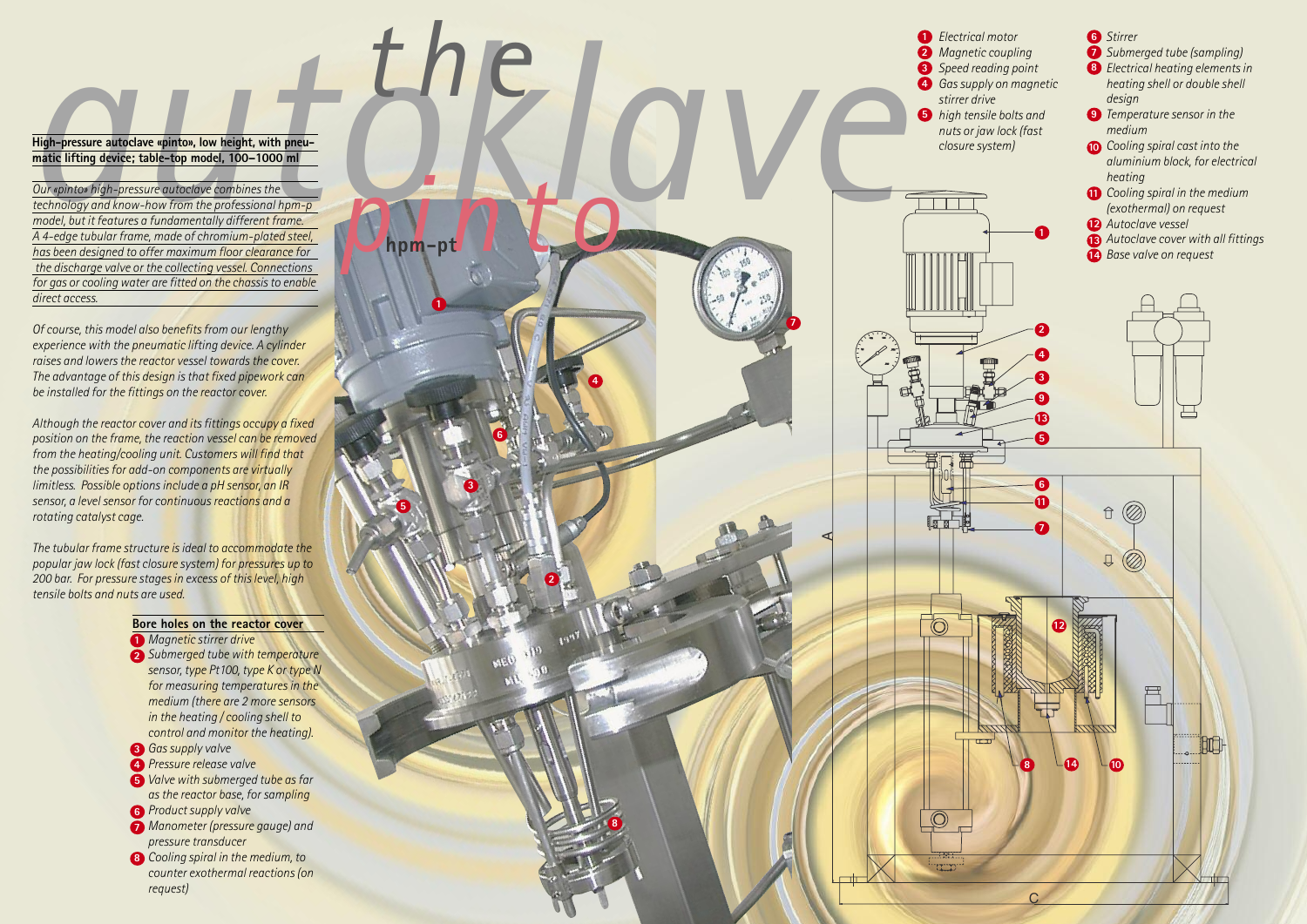# the autoklave pinto

**High-pressure autoclave «pinto», low height, with pneumatic lifting device; table-top model, 100–1000 ml**

*Our «pinto» high-pressure autoclave combines the technology and know-how from the professional hpm-p model, but it features a fundamentally different frame. A 4-edge tubular frame, made of chromium-plated steel, has been designed to offer maximum floor clearance for the discharge valve or the collecting vessel. Connections for gas or cooling water are fitted on the chassis to enable direct access.*

*Of course, this model also benefits from our lengthy experience with the pneumatic lifting device. A cylinder raises and lowers the reactor vessel towards the cover. The advantage of this design is that fixed pipework can be installed for the fittings on the reactor cover.*

*Although the reactor cover and its fittings occupy a fixed position on the frame, the reaction vessel can be removed from the heating/cooling unit. Customers will find that the possibilities for add-on components are virtually limitless. Possible options include a pH sensor, an IR sensor, a level sensor for continuous reactions and a rotating catalyst cage.*

*The tubular frame structure is ideal to accommodate the popular jaw lock (fast closure system) for pressures up to 200 bar. For pressure stages in excess of this level, high tensile bolts and nuts are used.*

**Bore holes on the reactor cover**

1. *Magnetic stirrer drive*
2. *Submerged tube with temperature sensor, type Pt100, type K or type N for measuring temperatures in the medium (there are 2 more sensors in the heating / cooling shell to control and monitor the heating).*
3. *Gas supply valve*
4. *Pressure release valve*
5. *Valve with submerged tube as far as the reactor base, for sampling*
6. *Product supply valve*
7. *Manometer (pressure gauge) and pressure transducer*
8. *Cooling spiral in the medium, to counter exothermal reactions (on request)*

hpm-pt

1. *Electrical motor*
2. *Magnetic coupling*
3. *Speed reading point*
4. *Gas supply on magnetic stirrer drive*
5. *high tensile bolts and nuts or jaw lock (fast closure system)*
6. *Stirrer*
7. *Submerged tube (sampling)*
8. *Electrical heating elements in heating shell or double shell design*
9. *Temperature sensor in the medium*
10. *Cooling spiral cast into the aluminium block, for electrical heating*
11. *Cooling spiral in the medium (exothermal) on request*
12. *Autoclave vessel*
13. *Autoclave cover with all fittings*
14. *Base valve on request*